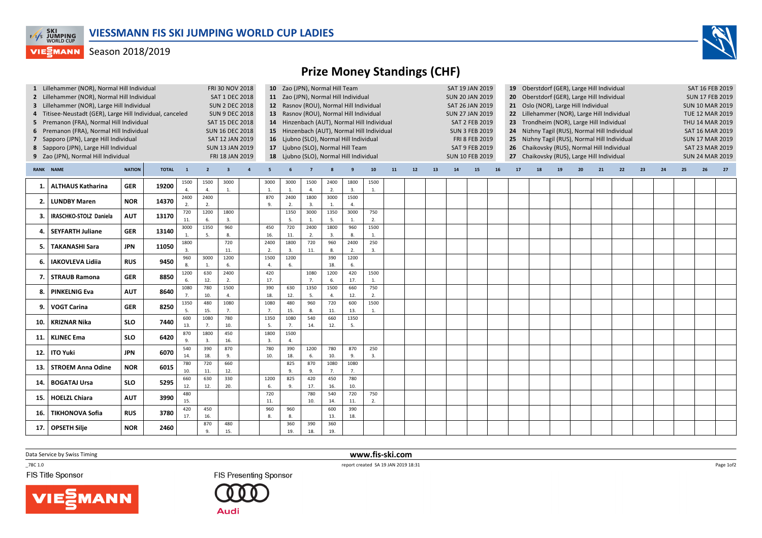# VIESSMANN FIS SKI JUMPING WORLD CUP LADIES

Season 2018/2019

## Prize Money Standings (CHF)

| No. | Competition | Date |
|---|---|---|
| 1 | Lillehammer (NOR), Normal Hill Individual | FRI 30 NOV 2018 |
| 2 | Lillehammer (NOR), Normal Hill Individual | SAT 1 DEC 2018 |
| 3 | Lillehammer (NOR), Large Hill Individual | SUN 2 DEC 2018 |
| 4 | Titisee-Neustadt (GER), Large Hill Individual, canceled | SUN 9 DEC 2018 |
| 5 | Premanon (FRA), Normal Hill Individual | SAT 15 DEC 2018 |
| 6 | Premanon (FRA), Normal Hill Individual | SUN 16 DEC 2018 |
| 7 | Sapporo (JPN), Large Hill Individual | SAT 12 JAN 2019 |
| 8 | Sapporo (JPN), Large Hill Individual | SUN 13 JAN 2019 |
| 9 | Zao (JPN), Normal Hill Individual | FRI 18 JAN 2019 |
| 10 | Zao (JPN), Normal Hill Team | SAT 19 JAN 2019 |
| 11 | Zao (JPN), Normal Hill Individual | SUN 20 JAN 2019 |
| 12 | Rasnov (ROU), Normal Hill Individual | SAT 26 JAN 2019 |
| 13 | Rasnov (ROU), Normal Hill Individual | SUN 27 JAN 2019 |
| 14 | Hinzenbach (AUT), Normal Hill Individual | SAT 2 FEB 2019 |
| 15 | Hinzenbach (AUT), Normal Hill Individual | SUN 3 FEB 2019 |
| 16 | Ljubno (SLO), Normal Hill Individual | FRI 8 FEB 2019 |
| 17 | Ljubno (SLO), Normal Hill Team | SAT 9 FEB 2019 |
| 18 | Ljubno (SLO), Normal Hill Individual | SUN 10 FEB 2019 |
| 19 | Oberstdorf (GER), Large Hill Individual | SAT 16 FEB 2019 |
| 20 | Oberstdorf (GER), Large Hill Individual | SUN 17 FEB 2019 |
| 21 | Oslo (NOR), Large Hill Individual | SUN 10 MAR 2019 |
| 22 | Lillehammer (NOR), Large Hill Individual | TUE 12 MAR 2019 |
| 23 | Trondheim (NOR), Large Hill Individual | THU 14 MAR 2019 |
| 24 | Nizhny Tagil (RUS), Normal Hill Individual | SAT 16 MAR 2019 |
| 25 | Nizhny Tagil (RUS), Normal Hill Individual | SUN 17 MAR 2019 |
| 26 | Chaikovsky (RUS), Normal Hill Individual | SAT 23 MAR 2019 |
| 27 | Chaikovsky (RUS), Large Hill Individual | SUN 24 MAR 2019 |

| RANK | NAME | NATION | TOTAL | 1 | 2 | 3 | 4 | 5 | 6 | 7 | 8 | 9 | 10 | 11 | 12 | 13 | 14 | 15 | 16 | 17 | 18 | 19 | 20 | 21 | 22 | 23 | 24 | 25 | 26 | 27 |
|---|---|---|---|---|---|---|---|---|---|---|---|---|---|---|---|---|---|---|---|---|---|---|---|---|---|---|---|---|---|---|
| 1. | ALTHAUS Katharina | GER | 19200 | 1500 4. | 1500 4. | 3000 1. | | 3000 1. | 3000 1. | 1500 4. | 2400 2. | 1800 3. | 1500 1. | | | | | | | | | | | | | | | | | |
| 2. | LUNDBY Maren | NOR | 14370 | 2400 2. | 2400 2. | | | 870 9. | 2400 2. | 1800 3. | 3000 1. | 1500 4. | | | | | | | | | | | | | | | | | | |
| 3. | IRASCHKO-STOLZ Daniela | AUT | 13170 | 720 11. | 1200 6. | 1800 3. | | | 1350 5. | 3000 1. | 1350 5. | 3000 1. | 750 2. | | | | | | | | | | | | | | | | | |
| 4. | SEYFARTH Juliane | GER | 13140 | 3000 1. | 1350 5. | 960 8. | | 450 16. | 720 11. | 2400 2. | 1800 3. | 960 8. | 1500 1. | | | | | | | | | | | | | | | | | |
| 5. | TAKANASHI Sara | JPN | 11050 | 1800 3. | | 720 11. | | 2400 2. | 1800 3. | 720 11. | 960 8. | 2400 2. | 250 3. | | | | | | | | | | | | | | | | | |
| 6. | IAKOVLEVA Lidiia | RUS | 9450 | 960 8. | 3000 1. | 1200 6. | | 1500 4. | 1200 6. | | 390 18. | 1200 6. | | | | | | | | | | | | | | | | | | |
| 7. | STRAUB Ramona | GER | 8850 | 1200 6. | 630 12. | 2400 2. | | 420 17. | | 1080 7. | 1200 6. | 420 17. | 1500 1. | | | | | | | | | | | | | | | | | |
| 8. | PINKELNIG Eva | AUT | 8640 | 1080 7. | 780 10. | 1500 4. | | 390 18. | 630 12. | 1350 5. | 1500 4. | 660 12. | 750 2. | | | | | | | | | | | | | | | | | |
| 9. | VOGT Carina | GER | 8250 | 1350 5. | 480 15. | 1080 7. | | 1080 7. | 480 15. | 960 8. | 720 11. | 600 13. | 1500 1. | | | | | | | | | | | | | | | | | |
| 10. | KRIZNAR Nika | SLO | 7440 | 600 13. | 1080 7. | 780 10. | | 1350 5. | 1080 7. | 540 14. | 660 12. | 1350 5. | | | | | | | | | | | | | | | | | | |
| 11. | KLINEC Ema | SLO | 6420 | 870 9. | 1800 3. | 450 16. | | 1800 3. | 1500 4. | | | | | | | | | | | | | | | | | | | | | |
| 12. | ITO Yuki | JPN | 6070 | 540 14. | 390 18. | 870 9. | | 780 10. | 390 18. | 1200 6. | 780 10. | 870 9. | 250 3. | | | | | | | | | | | | | | | | | |
| 13. | STROEM Anna Odine | NOR | 6015 | 780 10. | 720 11. | 660 12. | | | 825 9. | 870 9. | 1080 7. | 1080 7. | | | | | | | | | | | | | | | | | | |
| 14. | BOGATAJ Ursa | SLO | 5295 | 660 12. | 630 12. | 330 20. | | 1200 6. | 825 9. | 420 17. | 450 16. | 780 10. | | | | | | | | | | | | | | | | | | |
| 15. | HOELZL Chiara | AUT | 3990 | 480 15. | | | | 720 11. | | 780 10. | 540 14. | 720 11. | 750 2. | | | | | | | | | | | | | | | | | |
| 16. | TIKHONOVA Sofia | RUS | 3780 | 420 17. | 450 16. | | | 960 8. | 960 8. | | 600 13. | 390 18. | | | | | | | | | | | | | | | | | | |
| 17. | OPSETH Silje | NOR | 2460 | | 870 9. | 480 15. | | | 360 19. | 390 18. | 360 19. | | | | | | | | | | | | | | | | | | | |

Data Service by Swiss Timing

www.fis-ski.com

_78C 1.0

report created SA 19 JAN 2019 18:31

FIS Title Sponsor

FIS Presenting Sponsor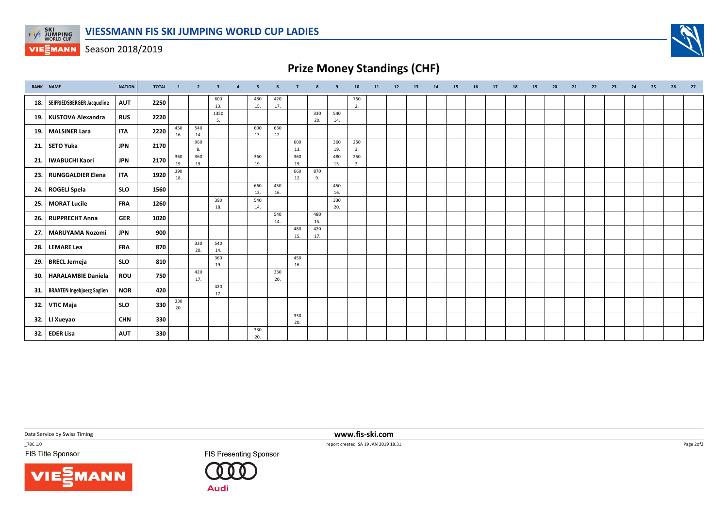# VIESSMANN FIS SKI JUMPING WORLD CUP LADIES

Season 2018/2019

## Prize Money Standings (CHF)

| RANK | NAME | NATION | TOTAL | 1 | 2 | 3 | 4 | 5 | 6 | 7 | 8 | 9 | 10 | 11 | 12 | 13 | 14 | 15 | 16 | 17 | 18 | 19 | 20 | 21 | 22 | 23 | 24 | 25 | 26 | 27 |
|---|---|---|---|---|---|---|---|---|---|---|---|---|---|---|---|---|---|---|---|---|---|---|---|---|---|---|---|---|---|---|
| 18. | SEIFRIEDSBERGER Jacqueline | AUT | 2250 | | | 600 13. | | 480 15. | 420 17. | | | | 750 2. | | | | | | | | | | | | | | | | | |
| 19. | KUSTOVA Alexandra | RUS | 2220 | | | 1350 5. | | | | | 330 20. | 540 14. | | | | | | | | | | | | | | | | | | |
| 19. | MALSINER Lara | ITA | 2220 | 450 16. | 540 14. | | | 600 13. | 630 12. | | | | | | | | | | | | | | | | | | | | | |
| 21. | SETO Yuka | JPN | 2170 | | 960 8. | | | | | 600 13. | | 360 19. | 250 3. | | | | | | | | | | | | | | | | | |
| 21. | IWABUCHI Kaori | JPN | 2170 | 360 19. | 360 19. | | | 360 19. | | 360 19. | | 480 15. | 250 3. | | | | | | | | | | | | | | | | | |
| 23. | RUNGGALDIER Elena | ITA | 1920 | 390 18. | | | | | | 660 12. | 870 9. | | | | | | | | | | | | | | | | | | | |
| 24. | ROGELJ Spela | SLO | 1560 | | | | | 660 12. | 450 16. | | | 450 16. | | | | | | | | | | | | | | | | | | |
| 25. | MORAT Lucile | FRA | 1260 | | | 390 18. | | 540 14. | | | | 330 20. | | | | | | | | | | | | | | | | | | |
| 26. | RUPPRECHT Anna | GER | 1020 | | | | | | 540 14. | | 480 15. | | | | | | | | | | | | | | | | | | | |
| 27. | MARUYAMA Nozomi | JPN | 900 | | | | | | | 480 15. | 420 17. | | | | | | | | | | | | | | | | | | | |
| 28. | LEMARE Lea | FRA | 870 | | 330 20. | 540 14. | | | | | | | | | | | | | | | | | | | | | | | | |
| 29. | BRECL Jerneja | SLO | 810 | | | 360 19. | | | | 450 16. | | | | | | | | | | | | | | | | | | | | |
| 30. | HARALAMBIE Daniela | ROU | 750 | | 420 17. | | | | 330 20. | | | | | | | | | | | | | | | | | | | | | |
| 31. | BRAATEN Ingebjoerg Saglien | NOR | 420 | | | 420 17. | | | | | | | | | | | | | | | | | | | | | | | | |
| 32. | VTIC Maja | SLO | 330 | 330 20. | | | | | | | | | | | | | | | | | | | | | | | | | | |
| 32. | LI Xueyao | CHN | 330 | | | | | | | 330 20. | | | | | | | | | | | | | | | | | | | | |
| 32. | EDER Lisa | AUT | 330 | | | | | 330 20. | | | | | | | | | | | | | | | | | | | | | | |